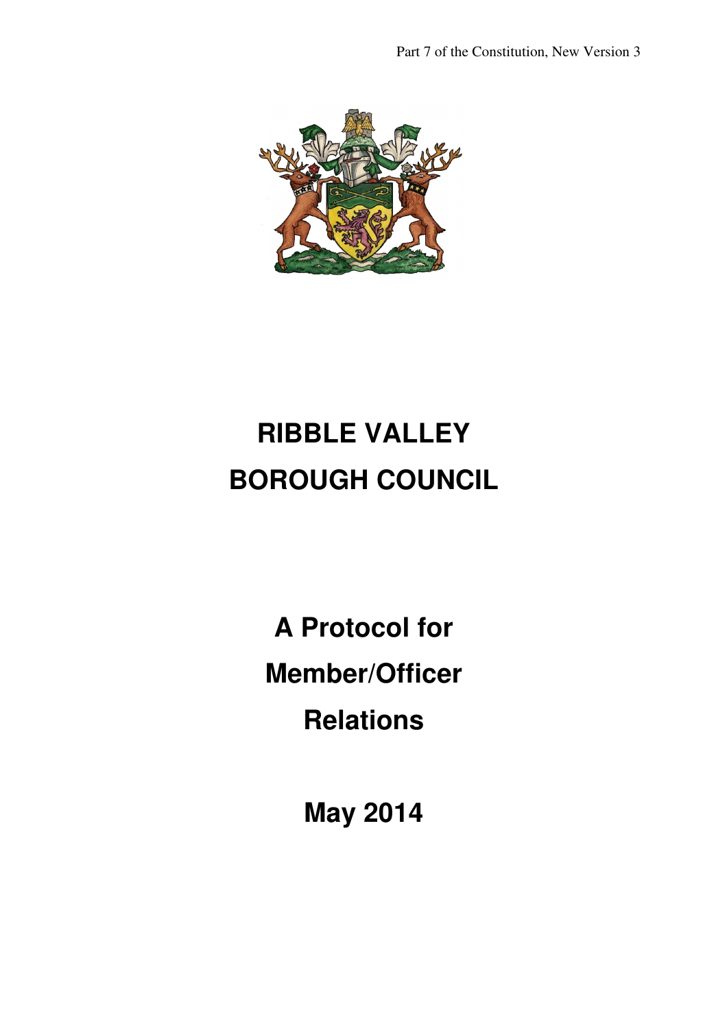Part 7 of the Constitution, New Version 3

# RIBBLE VALLEY BOROUGH COUNCIL

## A Protocol for Member/Officer Relations

## May 2014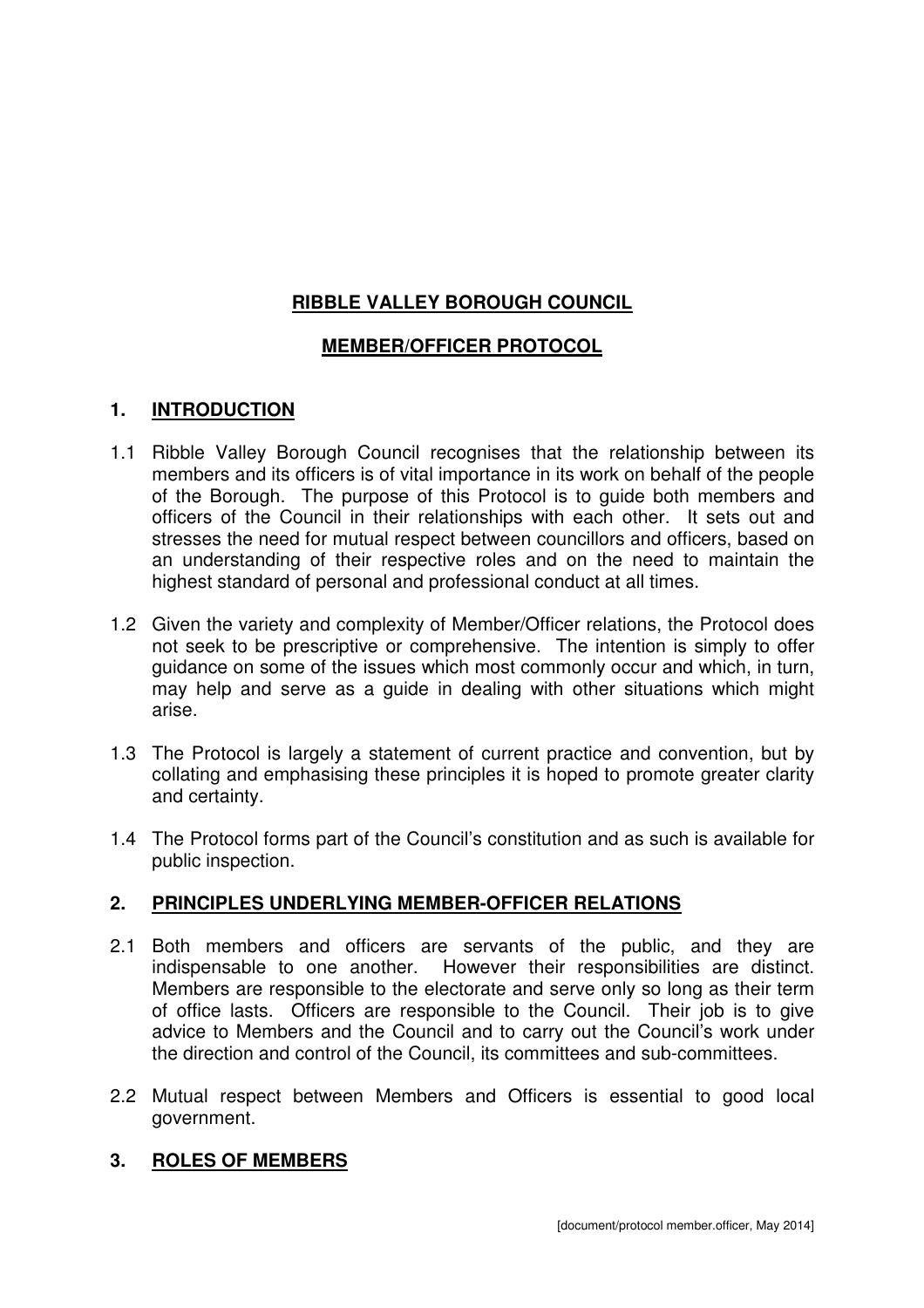**RIBBLE VALLEY BOROUGH COUNCIL**

**MEMBER/OFFICER PROTOCOL**

## 1. INTRODUCTION

1.1 Ribble Valley Borough Council recognises that the relationship between its members and its officers is of vital importance in its work on behalf of the people of the Borough. The purpose of this Protocol is to guide both members and officers of the Council in their relationships with each other. It sets out and stresses the need for mutual respect between councillors and officers, based on an understanding of their respective roles and on the need to maintain the highest standard of personal and professional conduct at all times.

1.2 Given the variety and complexity of Member/Officer relations, the Protocol does not seek to be prescriptive or comprehensive. The intention is simply to offer guidance on some of the issues which most commonly occur and which, in turn, may help and serve as a guide in dealing with other situations which might arise.

1.3 The Protocol is largely a statement of current practice and convention, but by collating and emphasising these principles it is hoped to promote greater clarity and certainty.

1.4 The Protocol forms part of the Council's constitution and as such is available for public inspection.

## 2. PRINCIPLES UNDERLYING MEMBER-OFFICER RELATIONS

2.1 Both members and officers are servants of the public, and they are indispensable to one another. However their responsibilities are distinct. Members are responsible to the electorate and serve only so long as their term of office lasts. Officers are responsible to the Council. Their job is to give advice to Members and the Council and to carry out the Council's work under the direction and control of the Council, its committees and sub-committees.

2.2 Mutual respect between Members and Officers is essential to good local government.

## 3. ROLES OF MEMBERS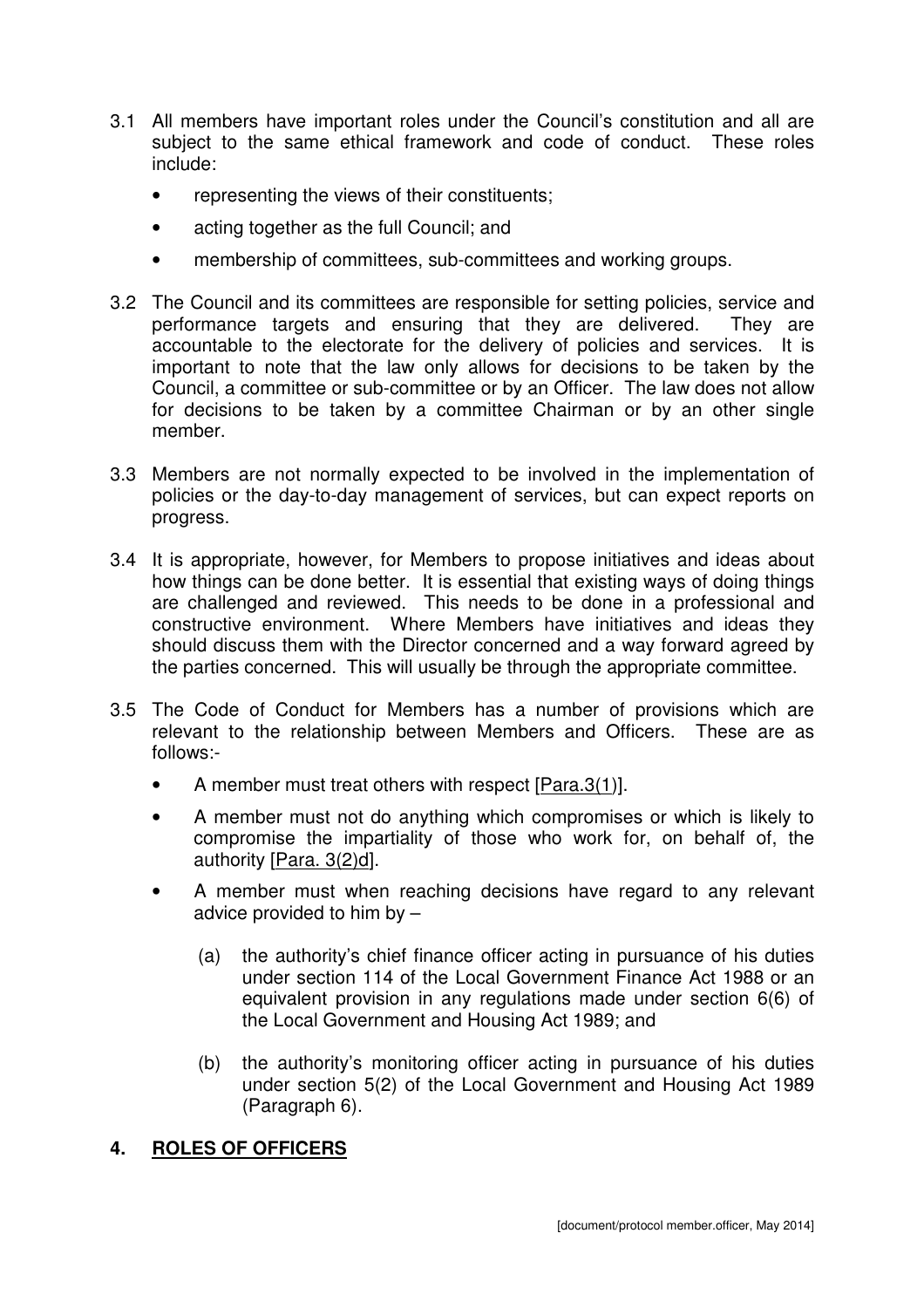3.1 All members have important roles under the Council's constitution and all are subject to the same ethical framework and code of conduct. These roles include:

- representing the views of their constituents;
- acting together as the full Council; and
- membership of committees, sub-committees and working groups.

3.2 The Council and its committees are responsible for setting policies, service and performance targets and ensuring that they are delivered. They are accountable to the electorate for the delivery of policies and services. It is important to note that the law only allows for decisions to be taken by the Council, a committee or sub-committee or by an Officer. The law does not allow for decisions to be taken by a committee Chairman or by an other single member.

3.3 Members are not normally expected to be involved in the implementation of policies or the day-to-day management of services, but can expect reports on progress.

3.4 It is appropriate, however, for Members to propose initiatives and ideas about how things can be done better. It is essential that existing ways of doing things are challenged and reviewed. This needs to be done in a professional and constructive environment. Where Members have initiatives and ideas they should discuss them with the Director concerned and a way forward agreed by the parties concerned. This will usually be through the appropriate committee.

3.5 The Code of Conduct for Members has a number of provisions which are relevant to the relationship between Members and Officers. These are as follows:-

- A member must treat others with respect [Para.3(1)].
- A member must not do anything which compromises or which is likely to compromise the impartiality of those who work for, on behalf of, the authority [Para. 3(2)d].
- A member must when reaching decisions have regard to any relevant advice provided to him by –

  (a) the authority's chief finance officer acting in pursuance of his duties under section 114 of the Local Government Finance Act 1988 or an equivalent provision in any regulations made under section 6(6) of the Local Government and Housing Act 1989; and

  (b) the authority's monitoring officer acting in pursuance of his duties under section 5(2) of the Local Government and Housing Act 1989 (Paragraph 6).

## 4. ROLES OF OFFICERS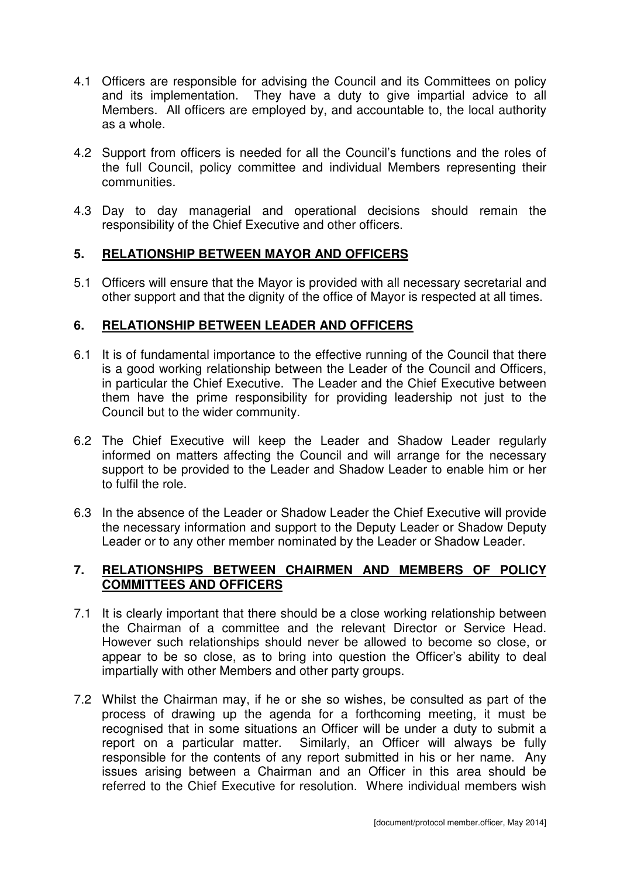4.1 Officers are responsible for advising the Council and its Committees on policy and its implementation. They have a duty to give impartial advice to all Members. All officers are employed by, and accountable to, the local authority as a whole.

4.2 Support from officers is needed for all the Council's functions and the roles of the full Council, policy committee and individual Members representing their communities.

4.3 Day to day managerial and operational decisions should remain the responsibility of the Chief Executive and other officers.

## 5. <u>RELATIONSHIP BETWEEN MAYOR AND OFFICERS</u>

5.1 Officers will ensure that the Mayor is provided with all necessary secretarial and other support and that the dignity of the office of Mayor is respected at all times.

## 6. <u>RELATIONSHIP BETWEEN LEADER AND OFFICERS</u>

6.1 It is of fundamental importance to the effective running of the Council that there is a good working relationship between the Leader of the Council and Officers, in particular the Chief Executive. The Leader and the Chief Executive between them have the prime responsibility for providing leadership not just to the Council but to the wider community.

6.2 The Chief Executive will keep the Leader and Shadow Leader regularly informed on matters affecting the Council and will arrange for the necessary support to be provided to the Leader and Shadow Leader to enable him or her to fulfil the role.

6.3 In the absence of the Leader or Shadow Leader the Chief Executive will provide the necessary information and support to the Deputy Leader or Shadow Deputy Leader or to any other member nominated by the Leader or Shadow Leader.

## 7. <u>RELATIONSHIPS BETWEEN CHAIRMEN AND MEMBERS OF POLICY COMMITTEES AND OFFICERS</u>

7.1 It is clearly important that there should be a close working relationship between the Chairman of a committee and the relevant Director or Service Head. However such relationships should never be allowed to become so close, or appear to be so close, as to bring into question the Officer's ability to deal impartially with other Members and other party groups.

7.2 Whilst the Chairman may, if he or she so wishes, be consulted as part of the process of drawing up the agenda for a forthcoming meeting, it must be recognised that in some situations an Officer will be under a duty to submit a report on a particular matter. Similarly, an Officer will always be fully responsible for the contents of any report submitted in his or her name. Any issues arising between a Chairman and an Officer in this area should be referred to the Chief Executive for resolution. Where individual members wish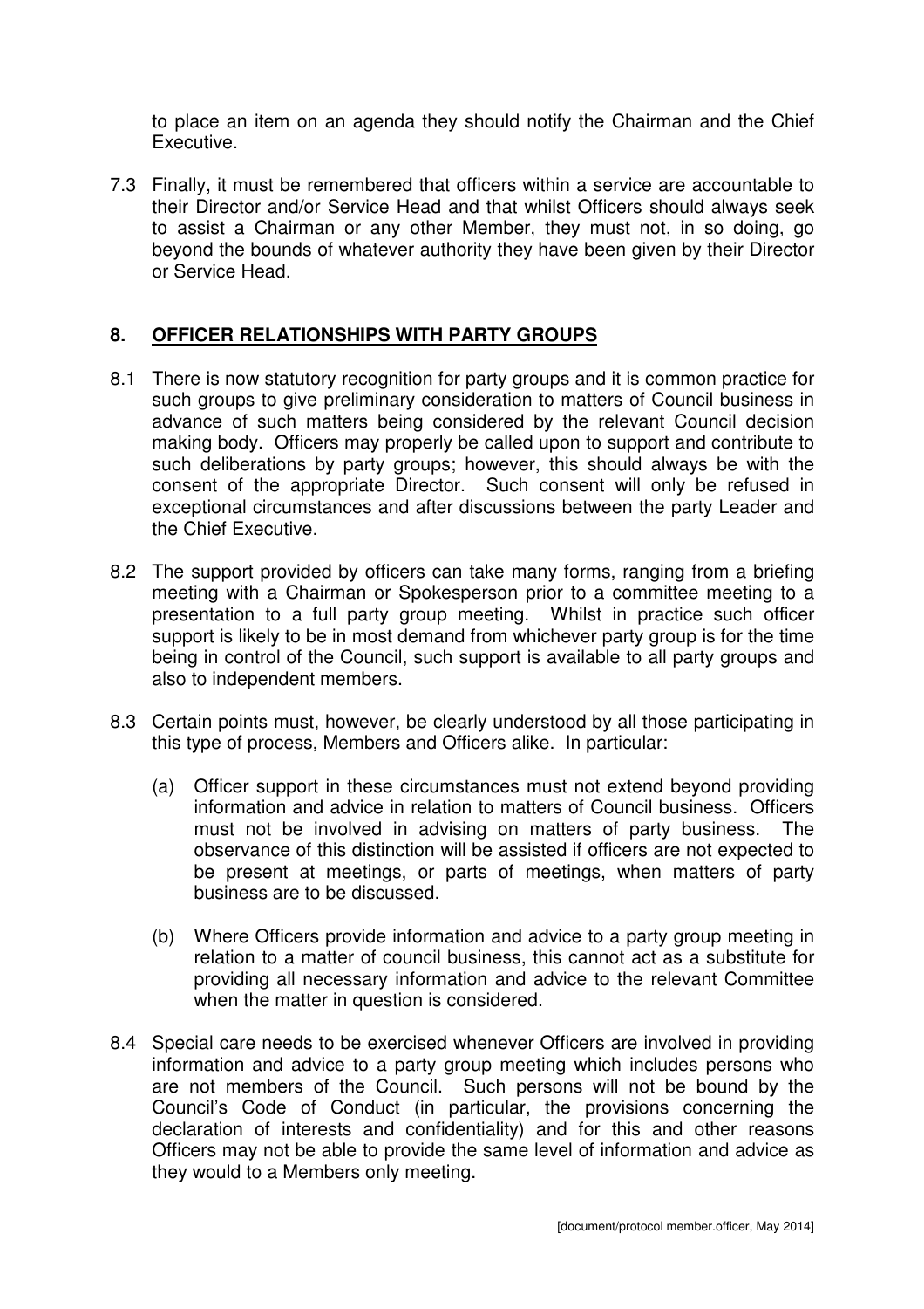to place an item on an agenda they should notify the Chairman and the Chief Executive.

7.3 Finally, it must be remembered that officers within a service are accountable to their Director and/or Service Head and that whilst Officers should always seek to assist a Chairman or any other Member, they must not, in so doing, go beyond the bounds of whatever authority they have been given by their Director or Service Head.

## 8. OFFICER RELATIONSHIPS WITH PARTY GROUPS

8.1 There is now statutory recognition for party groups and it is common practice for such groups to give preliminary consideration to matters of Council business in advance of such matters being considered by the relevant Council decision making body. Officers may properly be called upon to support and contribute to such deliberations by party groups; however, this should always be with the consent of the appropriate Director. Such consent will only be refused in exceptional circumstances and after discussions between the party Leader and the Chief Executive.

8.2 The support provided by officers can take many forms, ranging from a briefing meeting with a Chairman or Spokesperson prior to a committee meeting to a presentation to a full party group meeting. Whilst in practice such officer support is likely to be in most demand from whichever party group is for the time being in control of the Council, such support is available to all party groups and also to independent members.

8.3 Certain points must, however, be clearly understood by all those participating in this type of process, Members and Officers alike. In particular:

(a) Officer support in these circumstances must not extend beyond providing information and advice in relation to matters of Council business. Officers must not be involved in advising on matters of party business. The observance of this distinction will be assisted if officers are not expected to be present at meetings, or parts of meetings, when matters of party business are to be discussed.

(b) Where Officers provide information and advice to a party group meeting in relation to a matter of council business, this cannot act as a substitute for providing all necessary information and advice to the relevant Committee when the matter in question is considered.

8.4 Special care needs to be exercised whenever Officers are involved in providing information and advice to a party group meeting which includes persons who are not members of the Council. Such persons will not be bound by the Council's Code of Conduct (in particular, the provisions concerning the declaration of interests and confidentiality) and for this and other reasons Officers may not be able to provide the same level of information and advice as they would to a Members only meeting.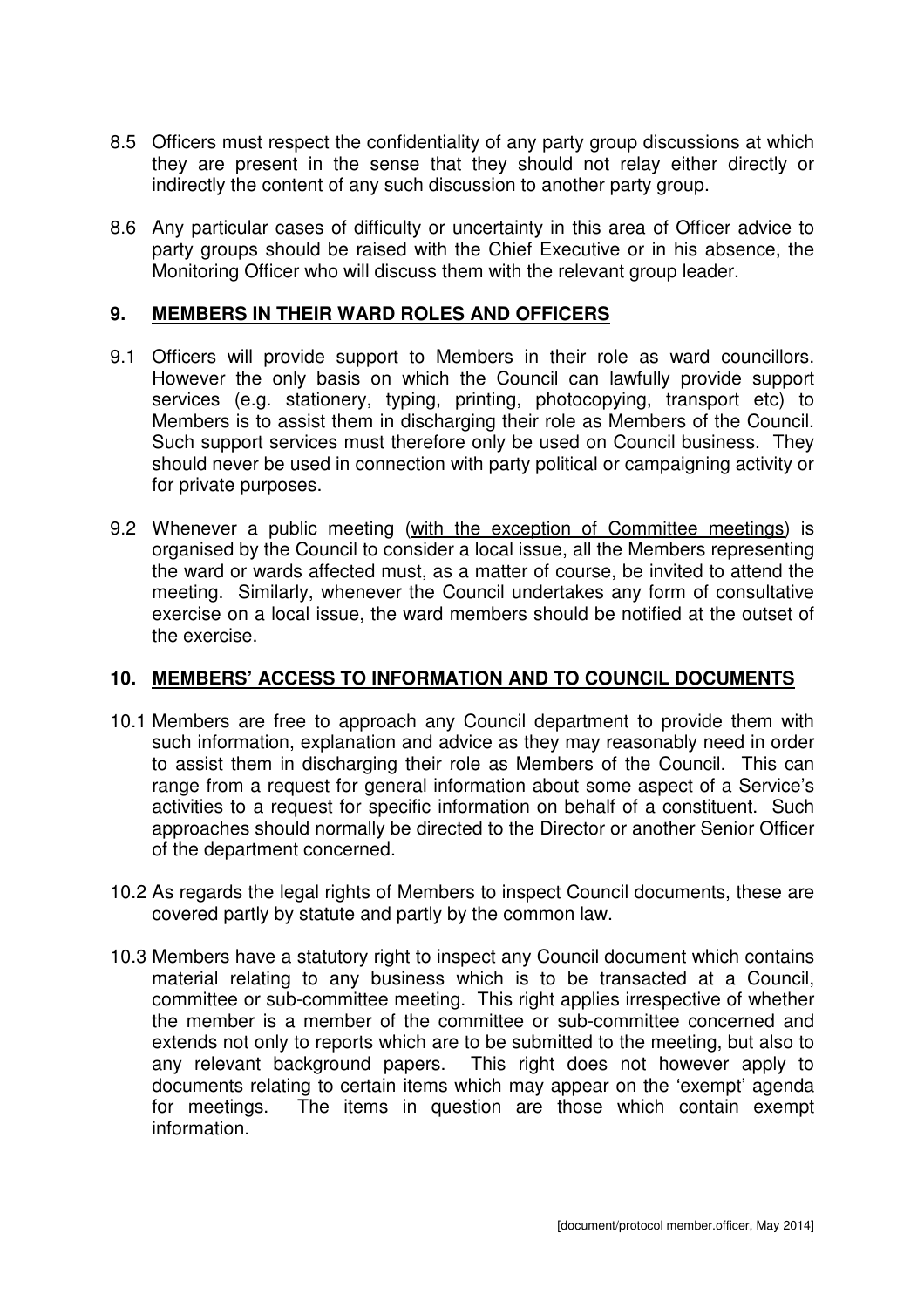8.5 Officers must respect the confidentiality of any party group discussions at which they are present in the sense that they should not relay either directly or indirectly the content of any such discussion to another party group.

8.6 Any particular cases of difficulty or uncertainty in this area of Officer advice to party groups should be raised with the Chief Executive or in his absence, the Monitoring Officer who will discuss them with the relevant group leader.

## 9. MEMBERS IN THEIR WARD ROLES AND OFFICERS

9.1 Officers will provide support to Members in their role as ward councillors. However the only basis on which the Council can lawfully provide support services (e.g. stationery, typing, printing, photocopying, transport etc) to Members is to assist them in discharging their role as Members of the Council. Such support services must therefore only be used on Council business. They should never be used in connection with party political or campaigning activity or for private purposes.

9.2 Whenever a public meeting (with the exception of Committee meetings) is organised by the Council to consider a local issue, all the Members representing the ward or wards affected must, as a matter of course, be invited to attend the meeting. Similarly, whenever the Council undertakes any form of consultative exercise on a local issue, the ward members should be notified at the outset of the exercise.

## 10. MEMBERS' ACCESS TO INFORMATION AND TO COUNCIL DOCUMENTS

10.1 Members are free to approach any Council department to provide them with such information, explanation and advice as they may reasonably need in order to assist them in discharging their role as Members of the Council. This can range from a request for general information about some aspect of a Service's activities to a request for specific information on behalf of a constituent. Such approaches should normally be directed to the Director or another Senior Officer of the department concerned.

10.2 As regards the legal rights of Members to inspect Council documents, these are covered partly by statute and partly by the common law.

10.3 Members have a statutory right to inspect any Council document which contains material relating to any business which is to be transacted at a Council, committee or sub-committee meeting. This right applies irrespective of whether the member is a member of the committee or sub-committee concerned and extends not only to reports which are to be submitted to the meeting, but also to any relevant background papers. This right does not however apply to documents relating to certain items which may appear on the 'exempt' agenda for meetings. The items in question are those which contain exempt information.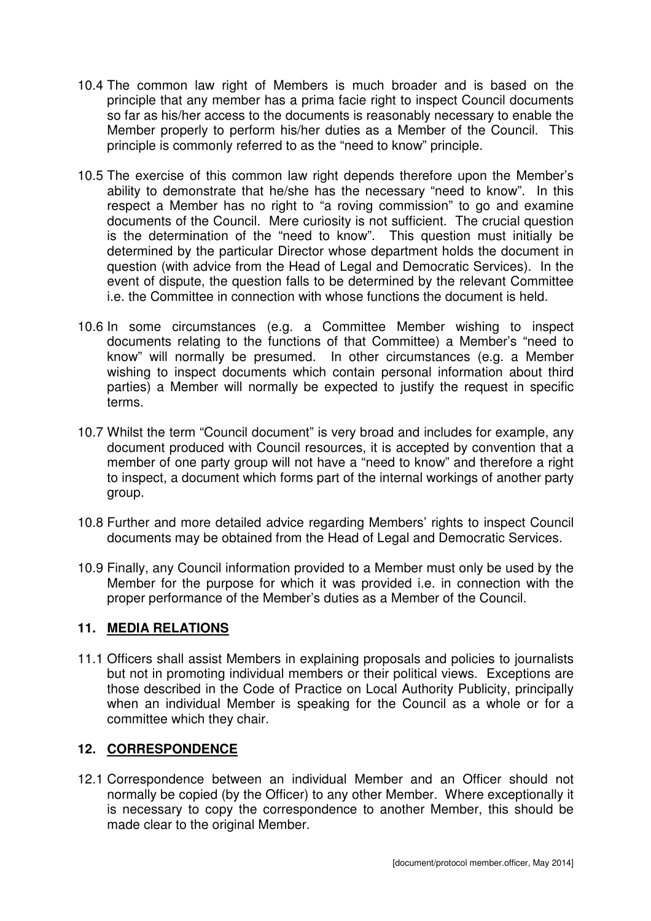10.4 The common law right of Members is much broader and is based on the principle that any member has a prima facie right to inspect Council documents so far as his/her access to the documents is reasonably necessary to enable the Member properly to perform his/her duties as a Member of the Council. This principle is commonly referred to as the "need to know" principle.

10.5 The exercise of this common law right depends therefore upon the Member's ability to demonstrate that he/she has the necessary "need to know". In this respect a Member has no right to "a roving commission" to go and examine documents of the Council. Mere curiosity is not sufficient. The crucial question is the determination of the "need to know". This question must initially be determined by the particular Director whose department holds the document in question (with advice from the Head of Legal and Democratic Services). In the event of dispute, the question falls to be determined by the relevant Committee i.e. the Committee in connection with whose functions the document is held.

10.6 In some circumstances (e.g. a Committee Member wishing to inspect documents relating to the functions of that Committee) a Member's "need to know" will normally be presumed. In other circumstances (e.g. a Member wishing to inspect documents which contain personal information about third parties) a Member will normally be expected to justify the request in specific terms.

10.7 Whilst the term "Council document" is very broad and includes for example, any document produced with Council resources, it is accepted by convention that a member of one party group will not have a "need to know" and therefore a right to inspect, a document which forms part of the internal workings of another party group.

10.8 Further and more detailed advice regarding Members' rights to inspect Council documents may be obtained from the Head of Legal and Democratic Services.

10.9 Finally, any Council information provided to a Member must only be used by the Member for the purpose for which it was provided i.e. in connection with the proper performance of the Member's duties as a Member of the Council.

## 11. MEDIA RELATIONS

11.1 Officers shall assist Members in explaining proposals and policies to journalists but not in promoting individual members or their political views. Exceptions are those described in the Code of Practice on Local Authority Publicity, principally when an individual Member is speaking for the Council as a whole or for a committee which they chair.

## 12. CORRESPONDENCE

12.1 Correspondence between an individual Member and an Officer should not normally be copied (by the Officer) to any other Member. Where exceptionally it is necessary to copy the correspondence to another Member, this should be made clear to the original Member.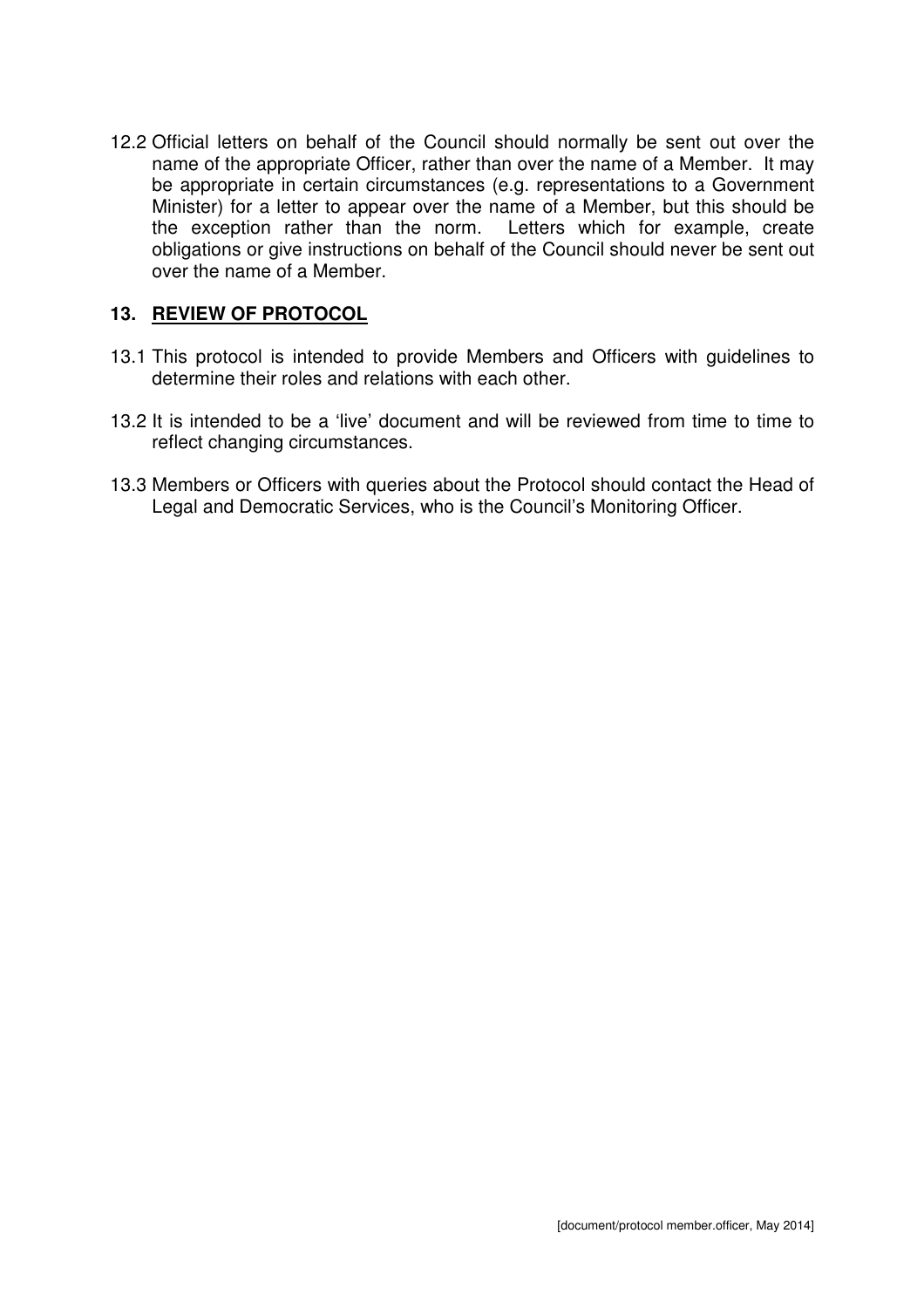12.2 Official letters on behalf of the Council should normally be sent out over the name of the appropriate Officer, rather than over the name of a Member. It may be appropriate in certain circumstances (e.g. representations to a Government Minister) for a letter to appear over the name of a Member, but this should be the exception rather than the norm. Letters which for example, create obligations or give instructions on behalf of the Council should never be sent out over the name of a Member.

## 13. REVIEW OF PROTOCOL

13.1 This protocol is intended to provide Members and Officers with guidelines to determine their roles and relations with each other.

13.2 It is intended to be a 'live' document and will be reviewed from time to time to reflect changing circumstances.

13.3 Members or Officers with queries about the Protocol should contact the Head of Legal and Democratic Services, who is the Council's Monitoring Officer.

[document/protocol member.officer, May 2014]